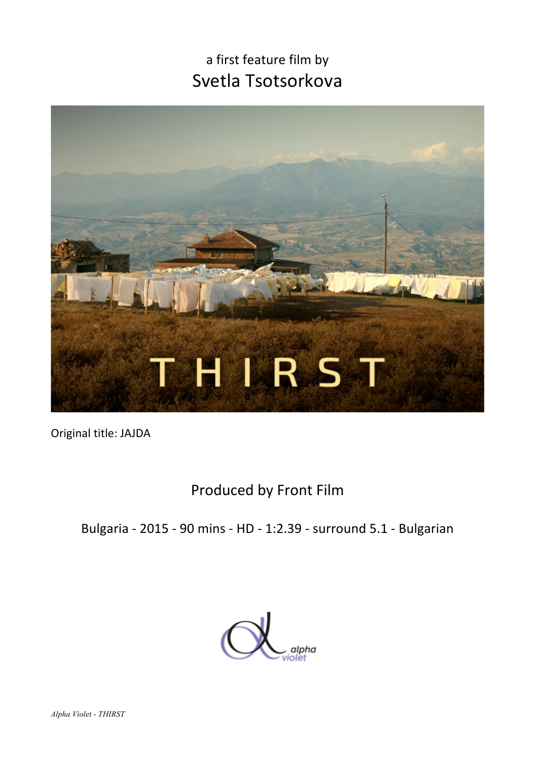a first feature film by

# Svetla Tsotsorkova

THIRST

Original title: JAJDA

Produced by Front Film

Bulgaria - 2015 - 90 mins - HD - 1:2.39 - surround 5.1 - Bulgarian

alpha violet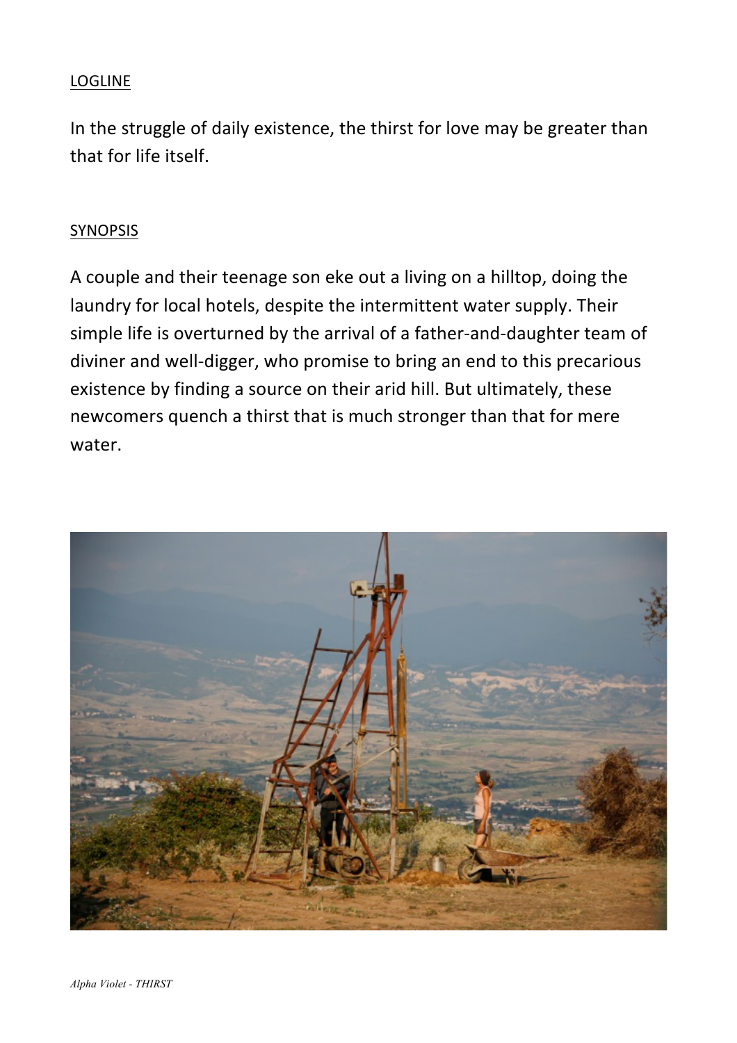## LOGLINE

In the struggle of daily existence, the thirst for love may be greater than that for life itself.

## SYNOPSIS

A couple and their teenage son eke out a living on a hilltop, doing the laundry for local hotels, despite the intermittent water supply. Their simple life is overturned by the arrival of a father-and-daughter team of diviner and well-digger, who promise to bring an end to this precarious existence by finding a source on their arid hill. But ultimately, these newcomers quench a thirst that is much stronger than that for mere water.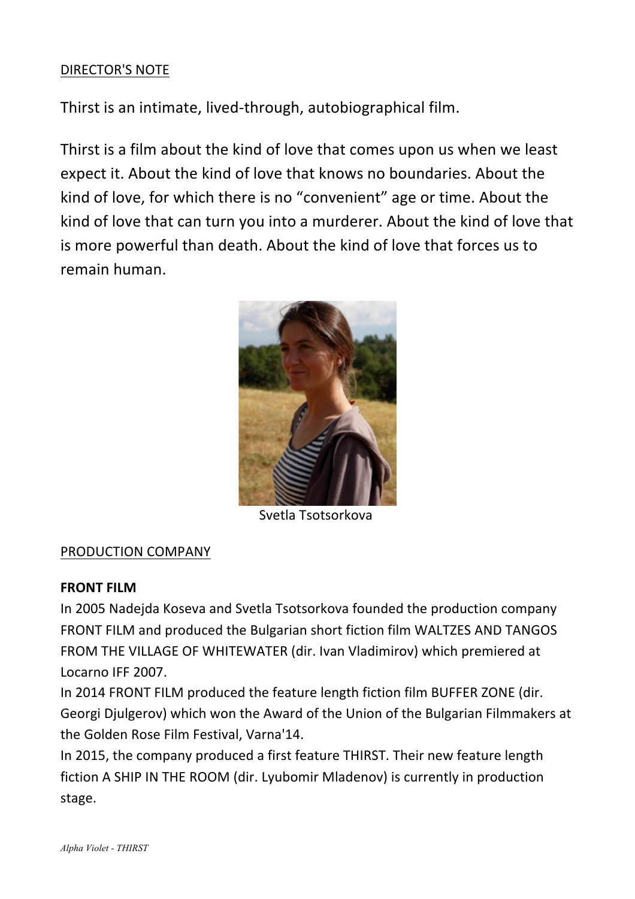## DIRECTOR'S NOTE

Thirst is an intimate, lived-through, autobiographical film.

Thirst is a film about the kind of love that comes upon us when we least expect it. About the kind of love that knows no boundaries. About the kind of love, for which there is no "convenient" age or time. About the kind of love that can turn you into a murderer. About the kind of love that is more powerful than death. About the kind of love that forces us to remain human.

Svetla Tsotsorkova

## PRODUCTION COMPANY

**FRONT FILM**

In 2005 Nadejda Koseva and Svetla Tsotsorkova founded the production company FRONT FILM and produced the Bulgarian short fiction film WALTZES AND TANGOS FROM THE VILLAGE OF WHITEWATER (dir. Ivan Vladimirov) which premiered at Locarno IFF 2007.

In 2014 FRONT FILM produced the feature length fiction film BUFFER ZONE (dir. Georgi Djulgerov) which won the Award of the Union of the Bulgarian Filmmakers at the Golden Rose Film Festival, Varna'14.

In 2015, the company produced a first feature THIRST. Their new feature length fiction A SHIP IN THE ROOM (dir. Lyubomir Mladenov) is currently in production stage.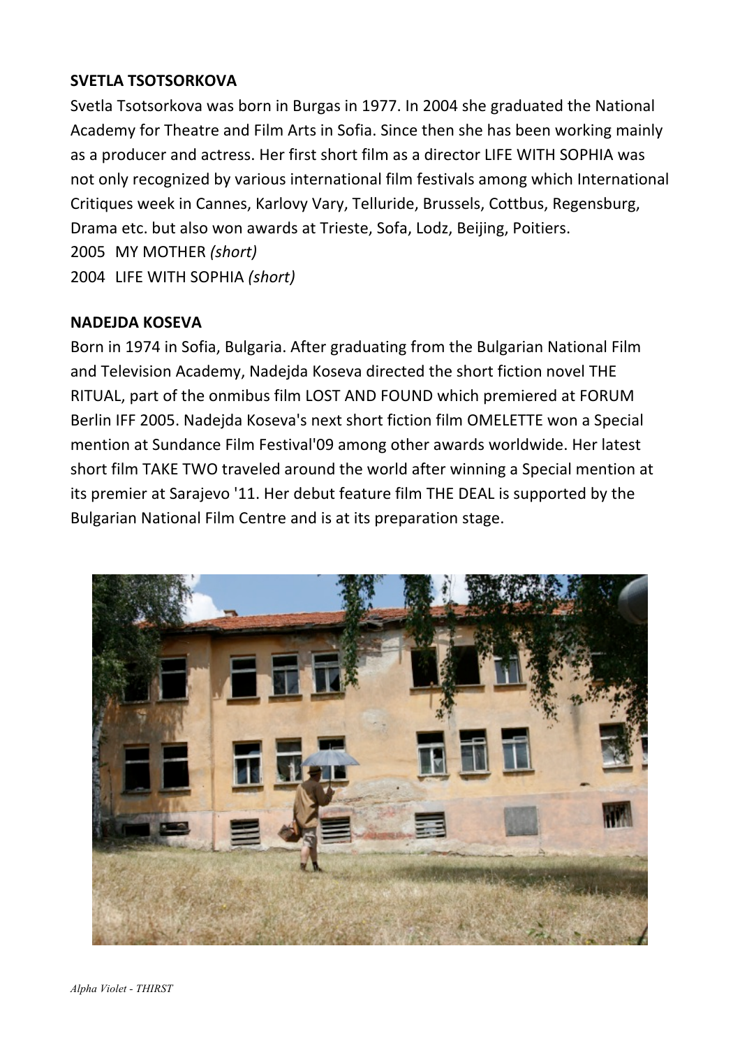**SVETLA TSOTSORKOVA**

Svetla Tsotsorkova was born in Burgas in 1977. In 2004 she graduated the National Academy for Theatre and Film Arts in Sofia. Since then she has been working mainly as a producer and actress. Her first short film as a director LIFE WITH SOPHIA was not only recognized by various international film festivals among which International Critiques week in Cannes, Karlovy Vary, Telluride, Brussels, Cottbus, Regensburg, Drama etc. but also won awards at Trieste, Sofa, Lodz, Beijing, Poitiers.

2005 MY MOTHER *(short)*
2004 LIFE WITH SOPHIA *(short)*

**NADEJDA KOSEVA**

Born in 1974 in Sofia, Bulgaria. After graduating from the Bulgarian National Film and Television Academy, Nadejda Koseva directed the short fiction novel THE RITUAL, part of the onmibus film LOST AND FOUND which premiered at FORUM Berlin IFF 2005. Nadejda Koseva's next short fiction film OMELETTE won a Special mention at Sundance Film Festival'09 among other awards worldwide. Her latest short film TAKE TWO traveled around the world after winning a Special mention at its premier at Sarajevo '11. Her debut feature film THE DEAL is supported by the Bulgarian National Film Centre and is at its preparation stage.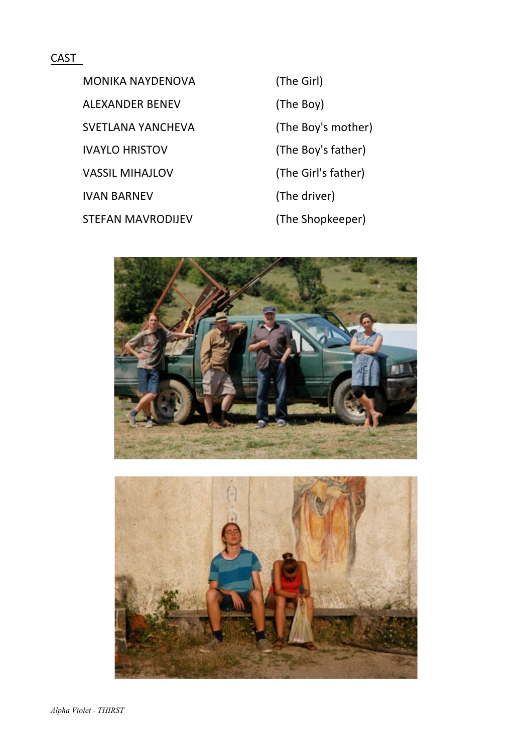## CAST

| | |
|---|---|
| MONIKA NAYDENOVA | (The Girl) |
| ALEXANDER BENEV | (The Boy) |
| SVETLANA YANCHEVA | (The Boy's mother) |
| IVAYLO HRISTOV | (The Boy's father) |
| VASSIL MIHAJLOV | (The Girl's father) |
| IVAN BARNEV | (The driver) |
| STEFAN MAVRODIJEV | (The Shopkeeper) |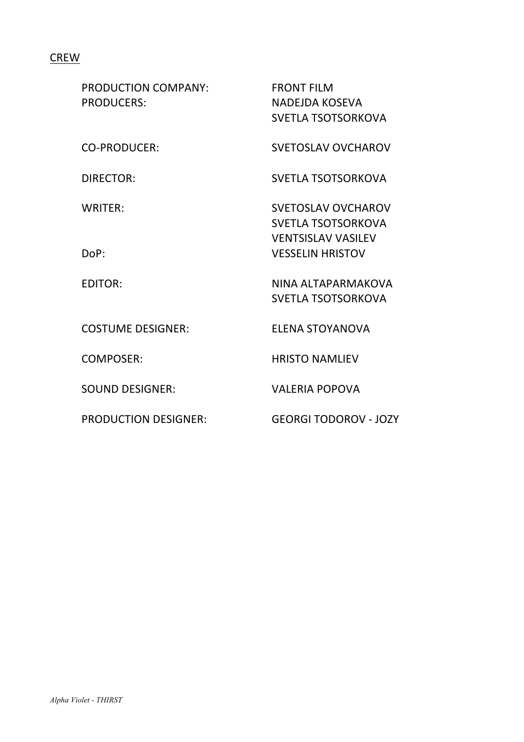<u>CREW</u>

| | |
|---|---|
| PRODUCTION COMPANY: | FRONT FILM |
| PRODUCERS: | NADEJDA KOSEVA<br>SVETLA TSOTSORKOVA |
| CO-PRODUCER: | SVETOSLAV OVCHAROV |
| DIRECTOR: | SVETLA TSOTSORKOVA |
| WRITER: | SVETOSLAV OVCHAROV<br>SVETLA TSOTSORKOVA<br>VENTSISLAV VASILEV |
| DoP: | VESSELIN HRISTOV |
| EDITOR: | NINA ALTAPARMAKOVA<br>SVETLA TSOTSORKOVA |
| COSTUME DESIGNER: | ELENA STOYANOVA |
| COMPOSER: | HRISTO NAMLIEV |
| SOUND DESIGNER: | VALERIA POPOVA |
| PRODUCTION DESIGNER: | GEORGI TODOROV - JOZY |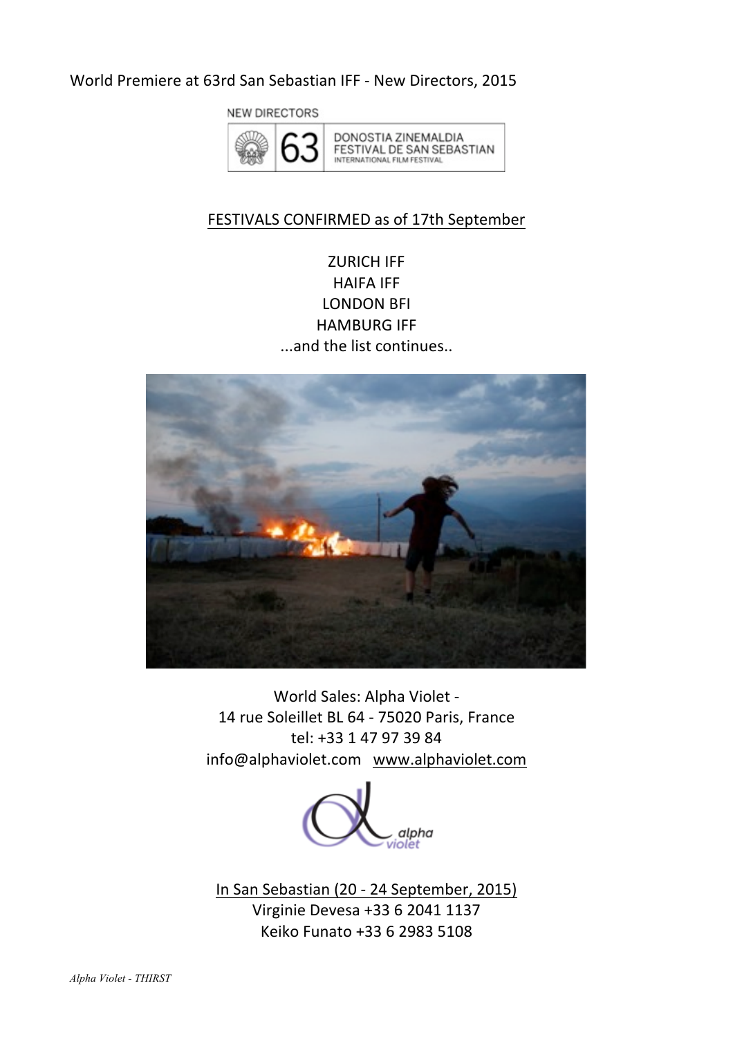World Premiere at 63rd San Sebastian IFF - New Directors, 2015

NEW DIRECTORS

63 DONOSTIA ZINEMALDIA FESTIVAL DE SAN SEBASTIAN INTERNATIONAL FILM FESTIVAL

FESTIVALS CONFIRMED as of 17th September

ZURICH IFF
HAIFA IFF
LONDON BFI
HAMBURG IFF
...and the list continues..

World Sales: Alpha Violet -
14 rue Soleillet BL 64 - 75020 Paris, France
tel: +33 1 47 97 39 84
info@alphaviolet.com www.alphaviolet.com

alpha violet

In San Sebastian (20 - 24 September, 2015)
Virginie Devesa +33 6 2041 1137
Keiko Funato +33 6 2983 5108